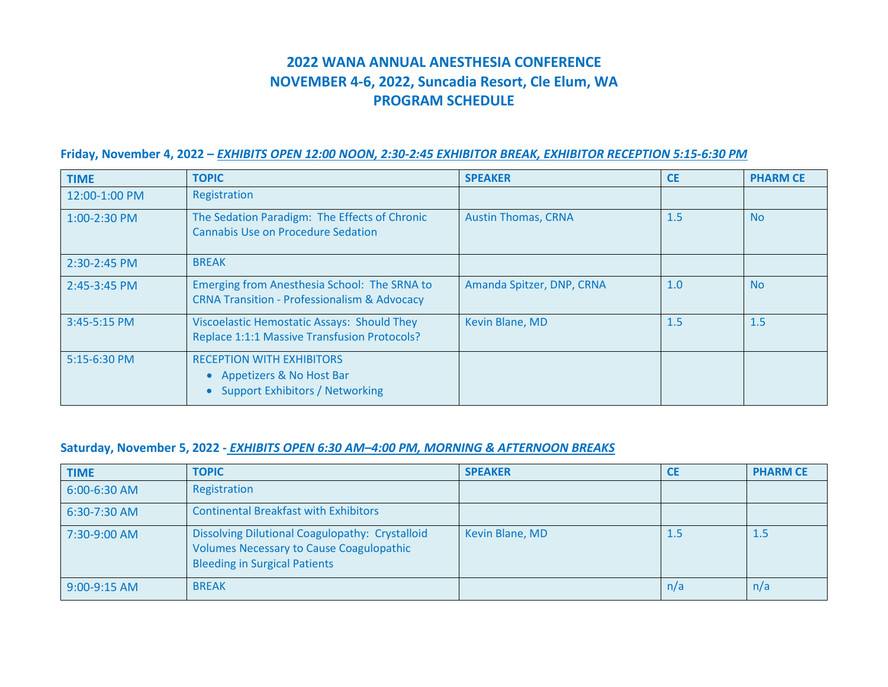# 2022 WANA ANNUAL ANESTHESIA CONFERENCE
# NOVEMBER 4-6, 2022, Suncadia Resort, Cle Elum, WA
# PROGRAM SCHEDULE

**Friday, November 4, 2022 – *EXHIBITS OPEN 12:00 NOON, 2:30-2:45 EXHIBITOR BREAK, EXHIBITOR RECEPTION 5:15-6:30 PM***

| TIME | TOPIC | SPEAKER | CE | PHARM CE |
|---|---|---|---|---|
| 12:00-1:00 PM | Registration | | | |
| 1:00-2:30 PM | The Sedation Paradigm: The Effects of Chronic Cannabis Use on Procedure Sedation | Austin Thomas, CRNA | 1.5 | No |
| 2:30-2:45 PM | BREAK | | | |
| 2:45-3:45 PM | Emerging from Anesthesia School: The SRNA to CRNA Transition - Professionalism & Advocacy | Amanda Spitzer, DNP, CRNA | 1.0 | No |
| 3:45-5:15 PM | Viscoelastic Hemostatic Assays: Should They Replace 1:1:1 Massive Transfusion Protocols? | Kevin Blane, MD | 1.5 | 1.5 |
| 5:15-6:30 PM | RECEPTION WITH EXHIBITORS<br>• Appetizers & No Host Bar<br>• Support Exhibitors / Networking | | | |

**Saturday, November 5, 2022 - *EXHIBITS OPEN 6:30 AM–4:00 PM, MORNING & AFTERNOON BREAKS***

| TIME | TOPIC | SPEAKER | CE | PHARM CE |
|---|---|---|---|---|
| 6:00-6:30 AM | Registration | | | |
| 6:30-7:30 AM | Continental Breakfast with Exhibitors | | | |
| 7:30-9:00 AM | Dissolving Dilutional Coagulopathy: Crystalloid Volumes Necessary to Cause Coagulopathic Bleeding in Surgical Patients | Kevin Blane, MD | 1.5 | 1.5 |
| 9:00-9:15 AM | BREAK | | n/a | n/a |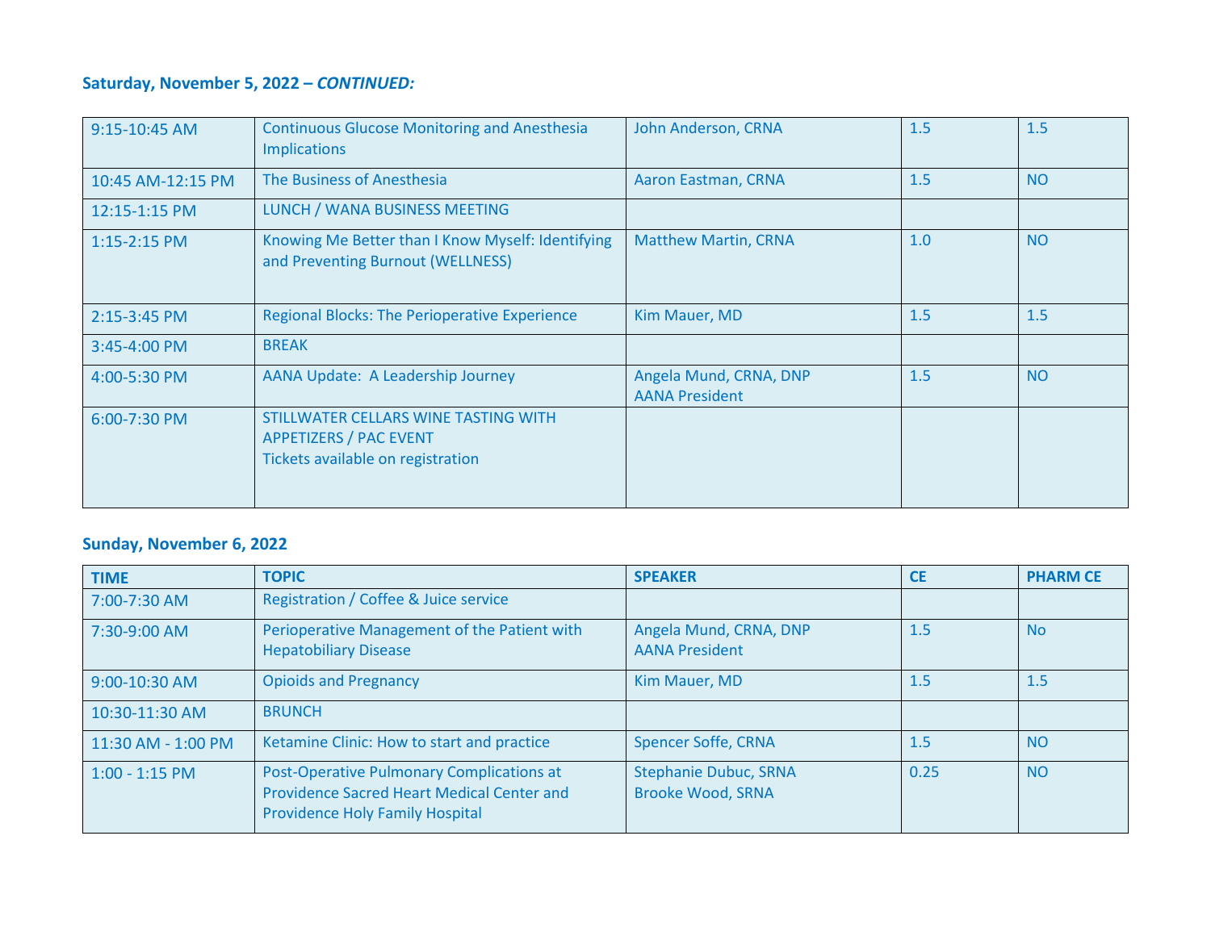### Saturday, November 5, 2022 – *CONTINUED:*

| | | | | |
|---|---|---|---|---|
| 9:15-10:45 AM | Continuous Glucose Monitoring and Anesthesia Implications | John Anderson, CRNA | 1.5 | 1.5 |
| 10:45 AM-12:15 PM | The Business of Anesthesia | Aaron Eastman, CRNA | 1.5 | NO |
| 12:15-1:15 PM | LUNCH / WANA BUSINESS MEETING | | | |
| 1:15-2:15 PM | Knowing Me Better than I Know Myself: Identifying and Preventing Burnout (WELLNESS) | Matthew Martin, CRNA | 1.0 | NO |
| 2:15-3:45 PM | Regional Blocks: The Perioperative Experience | Kim Mauer, MD | 1.5 | 1.5 |
| 3:45-4:00 PM | BREAK | | | |
| 4:00-5:30 PM | AANA Update: A Leadership Journey | Angela Mund, CRNA, DNP<br>AANA President | 1.5 | NO |
| 6:00-7:30 PM | STILLWATER CELLARS WINE TASTING WITH APPETIZERS / PAC EVENT<br>Tickets available on registration | | | |

### Sunday, November 6, 2022

| TIME | TOPIC | SPEAKER | CE | PHARM CE |
|---|---|---|---|---|
| 7:00-7:30 AM | Registration / Coffee & Juice service | | | |
| 7:30-9:00 AM | Perioperative Management of the Patient with Hepatobiliary Disease | Angela Mund, CRNA, DNP<br>AANA President | 1.5 | No |
| 9:00-10:30 AM | Opioids and Pregnancy | Kim Mauer, MD | 1.5 | 1.5 |
| 10:30-11:30 AM | BRUNCH | | | |
| 11:30 AM - 1:00 PM | Ketamine Clinic: How to start and practice | Spencer Soffe, CRNA | 1.5 | NO |
| 1:00 - 1:15 PM | Post-Operative Pulmonary Complications at Providence Sacred Heart Medical Center and Providence Holy Family Hospital | Stephanie Dubuc, SRNA<br>Brooke Wood, SRNA | 0.25 | NO |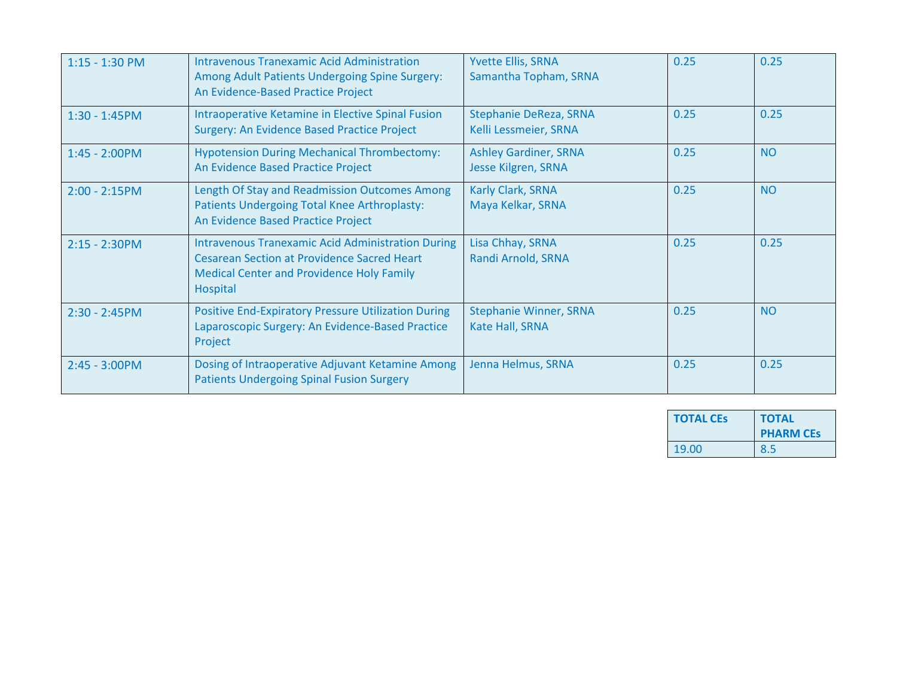| | | | | |
|---|---|---|---|---|
| 1:15 - 1:30 PM | Intravenous Tranexamic Acid Administration Among Adult Patients Undergoing Spine Surgery: An Evidence-Based Practice Project | Yvette Ellis, SRNA<br>Samantha Topham, SRNA | 0.25 | 0.25 |
| 1:30 - 1:45PM | Intraoperative Ketamine in Elective Spinal Fusion Surgery: An Evidence Based Practice Project | Stephanie DeReza, SRNA<br>Kelli Lessmeier, SRNA | 0.25 | 0.25 |
| 1:45 - 2:00PM | Hypotension During Mechanical Thrombectomy: An Evidence Based Practice Project | Ashley Gardiner, SRNA<br>Jesse Kilgren, SRNA | 0.25 | NO |
| 2:00 - 2:15PM | Length Of Stay and Readmission Outcomes Among Patients Undergoing Total Knee Arthroplasty: An Evidence Based Practice Project | Karly Clark, SRNA<br>Maya Kelkar, SRNA | 0.25 | NO |
| 2:15 - 2:30PM | Intravenous Tranexamic Acid Administration During Cesarean Section at Providence Sacred Heart Medical Center and Providence Holy Family Hospital | Lisa Chhay, SRNA<br>Randi Arnold, SRNA | 0.25 | 0.25 |
| 2:30 - 2:45PM | Positive End-Expiratory Pressure Utilization During Laparoscopic Surgery: An Evidence-Based Practice Project | Stephanie Winner, SRNA<br>Kate Hall, SRNA | 0.25 | NO |
| 2:45 - 3:00PM | Dosing of Intraoperative Adjuvant Ketamine Among Patients Undergoing Spinal Fusion Surgery | Jenna Helmus, SRNA | 0.25 | 0.25 |

| TOTAL CEs | TOTAL PHARM CEs |
|---|---|
| 19.00 | 8.5 |